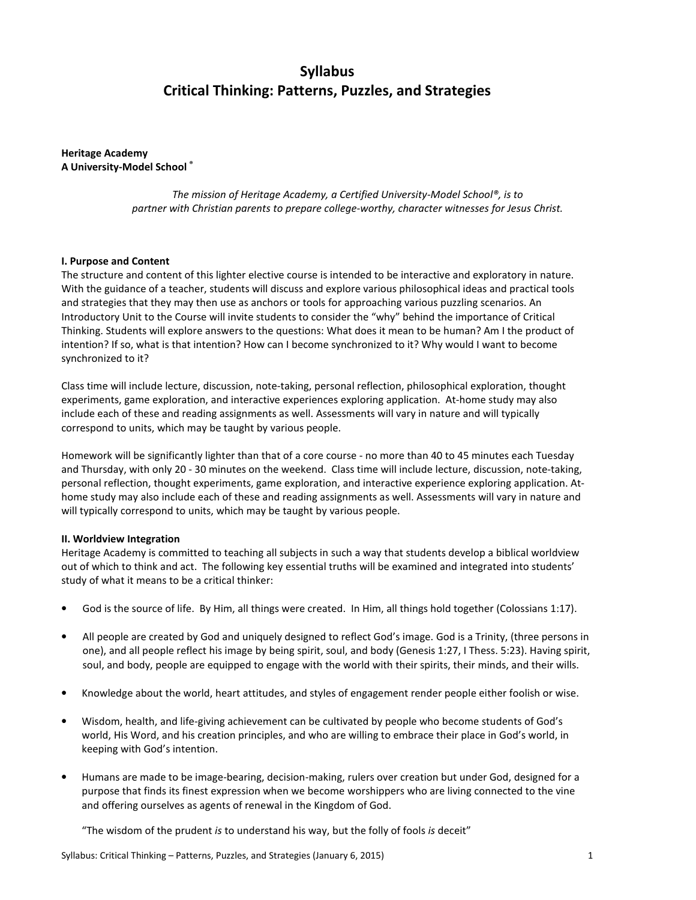# Syllabus
# Critical Thinking: Patterns, Puzzles, and Strategies

**Heritage Academy**
**A University-Model School ®**

*The mission of Heritage Academy, a Certified University-Model School®, is to partner with Christian parents to prepare college-worthy, character witnesses for Jesus Christ.*

### I. Purpose and Content

The structure and content of this lighter elective course is intended to be interactive and exploratory in nature. With the guidance of a teacher, students will discuss and explore various philosophical ideas and practical tools and strategies that they may then use as anchors or tools for approaching various puzzling scenarios. An Introductory Unit to the Course will invite students to consider the "why" behind the importance of Critical Thinking. Students will explore answers to the questions: What does it mean to be human? Am I the product of intention? If so, what is that intention? How can I become synchronized to it? Why would I want to become synchronized to it?

Class time will include lecture, discussion, note-taking, personal reflection, philosophical exploration, thought experiments, game exploration, and interactive experiences exploring application. At-home study may also include each of these and reading assignments as well. Assessments will vary in nature and will typically correspond to units, which may be taught by various people.

Homework will be significantly lighter than that of a core course - no more than 40 to 45 minutes each Tuesday and Thursday, with only 20 - 30 minutes on the weekend. Class time will include lecture, discussion, note-taking, personal reflection, thought experiments, game exploration, and interactive experience exploring application. At-home study may also include each of these and reading assignments as well. Assessments will vary in nature and will typically correspond to units, which may be taught by various people.

### II. Worldview Integration

Heritage Academy is committed to teaching all subjects in such a way that students develop a biblical worldview out of which to think and act. The following key essential truths will be examined and integrated into students' study of what it means to be a critical thinker:

- God is the source of life. By Him, all things were created. In Him, all things hold together (Colossians 1:17).
- All people are created by God and uniquely designed to reflect God's image. God is a Trinity, (three persons in one), and all people reflect his image by being spirit, soul, and body (Genesis 1:27, I Thess. 5:23). Having spirit, soul, and body, people are equipped to engage with the world with their spirits, their minds, and their wills.
- Knowledge about the world, heart attitudes, and styles of engagement render people either foolish or wise.
- Wisdom, health, and life-giving achievement can be cultivated by people who become students of God's world, His Word, and his creation principles, and who are willing to embrace their place in God's world, in keeping with God's intention.
- Humans are made to be image-bearing, decision-making, rulers over creation but under God, designed for a purpose that finds its finest expression when we become worshippers who are living connected to the vine and offering ourselves as agents of renewal in the Kingdom of God.

  "The wisdom of the prudent *is* to understand his way, but the folly of fools *is* deceit"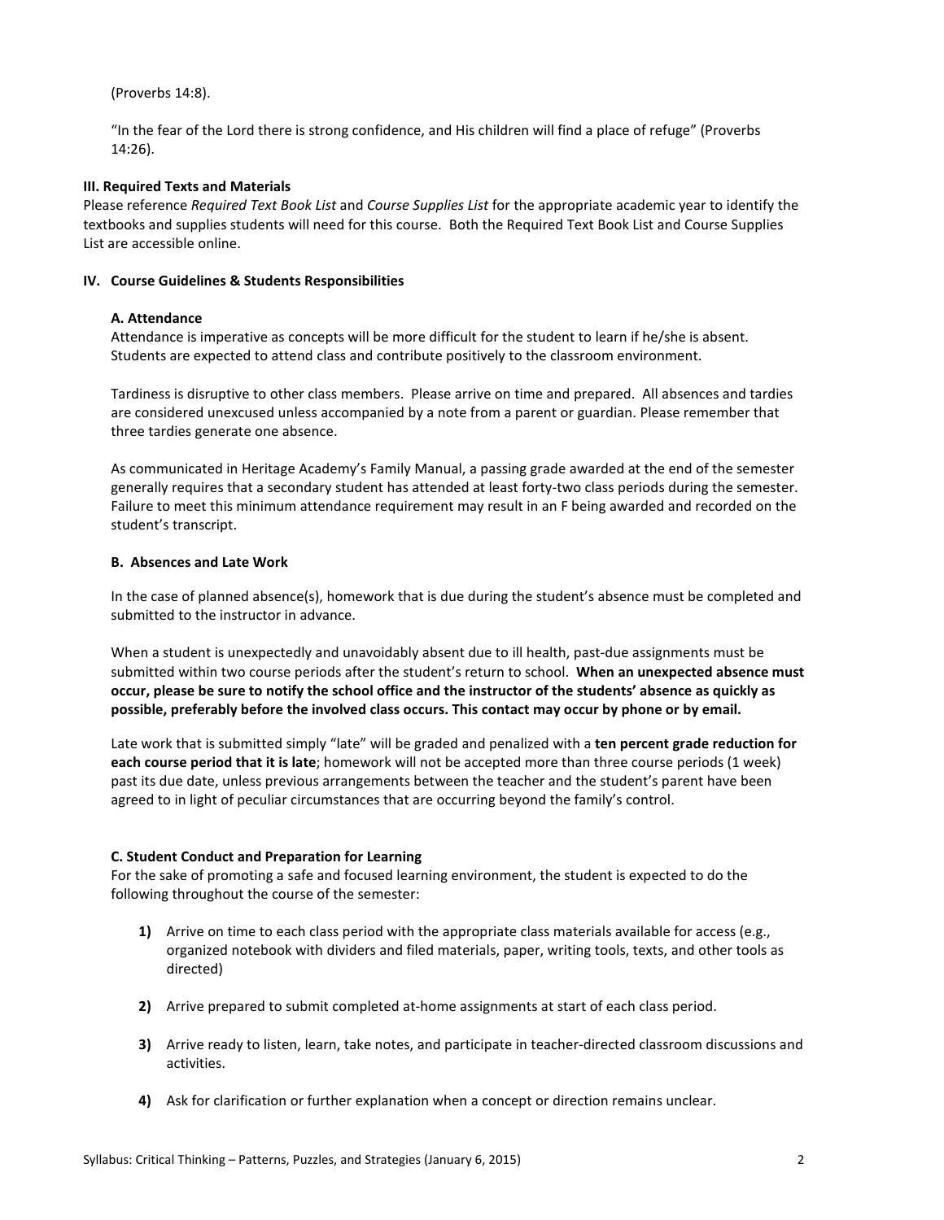(Proverbs 14:8).

"In the fear of the Lord there is strong confidence, and His children will find a place of refuge" (Proverbs 14:26).

### III. Required Texts and Materials

Please reference *Required Text Book List* and *Course Supplies List* for the appropriate academic year to identify the textbooks and supplies students will need for this course. Both the Required Text Book List and Course Supplies List are accessible online.

### IV. Course Guidelines & Students Responsibilities

#### A. Attendance

Attendance is imperative as concepts will be more difficult for the student to learn if he/she is absent. Students are expected to attend class and contribute positively to the classroom environment.

Tardiness is disruptive to other class members. Please arrive on time and prepared. All absences and tardies are considered unexcused unless accompanied by a note from a parent or guardian. Please remember that three tardies generate one absence.

As communicated in Heritage Academy's Family Manual, a passing grade awarded at the end of the semester generally requires that a secondary student has attended at least forty-two class periods during the semester. Failure to meet this minimum attendance requirement may result in an F being awarded and recorded on the student's transcript.

#### B. Absences and Late Work

In the case of planned absence(s), homework that is due during the student's absence must be completed and submitted to the instructor in advance.

When a student is unexpectedly and unavoidably absent due to ill health, past-due assignments must be submitted within two course periods after the student's return to school. **When an unexpected absence must occur, please be sure to notify the school office and the instructor of the students' absence as quickly as possible, preferably before the involved class occurs. This contact may occur by phone or by email.**

Late work that is submitted simply "late" will be graded and penalized with a **ten percent grade reduction for each course period that it is late**; homework will not be accepted more than three course periods (1 week) past its due date, unless previous arrangements between the teacher and the student's parent have been agreed to in light of peculiar circumstances that are occurring beyond the family's control.

#### C. Student Conduct and Preparation for Learning

For the sake of promoting a safe and focused learning environment, the student is expected to do the following throughout the course of the semester:

1) Arrive on time to each class period with the appropriate class materials available for access (e.g., organized notebook with dividers and filed materials, paper, writing tools, texts, and other tools as directed)

2) Arrive prepared to submit completed at-home assignments at start of each class period.

3) Arrive ready to listen, learn, take notes, and participate in teacher-directed classroom discussions and activities.

4) Ask for clarification or further explanation when a concept or direction remains unclear.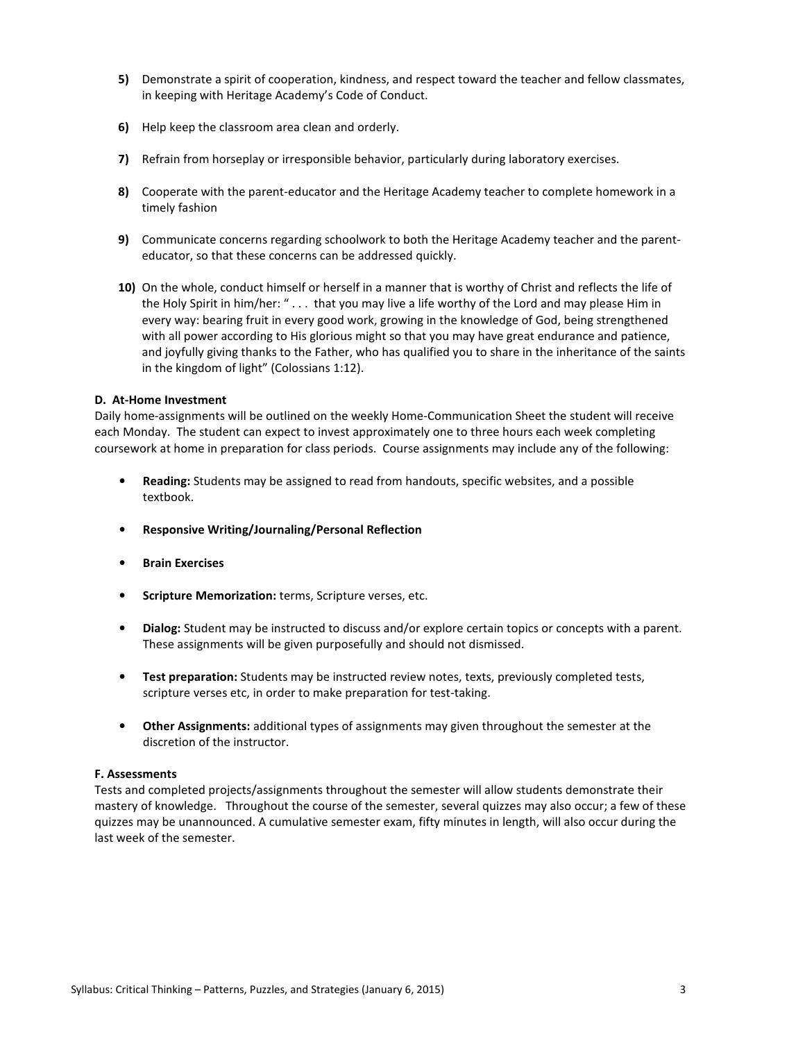5) Demonstrate a spirit of cooperation, kindness, and respect toward the teacher and fellow classmates, in keeping with Heritage Academy's Code of Conduct.

6) Help keep the classroom area clean and orderly.

7) Refrain from horseplay or irresponsible behavior, particularly during laboratory exercises.

8) Cooperate with the parent-educator and the Heritage Academy teacher to complete homework in a timely fashion

9) Communicate concerns regarding schoolwork to both the Heritage Academy teacher and the parent-educator, so that these concerns can be addressed quickly.

10) On the whole, conduct himself or herself in a manner that is worthy of Christ and reflects the life of the Holy Spirit in him/her: " . . . that you may live a life worthy of the Lord and may please Him in every way: bearing fruit in every good work, growing in the knowledge of God, being strengthened with all power according to His glorious might so that you may have great endurance and patience, and joyfully giving thanks to the Father, who has qualified you to share in the inheritance of the saints in the kingdom of light" (Colossians 1:12).

**D. At-Home Investment**

Daily home-assignments will be outlined on the weekly Home-Communication Sheet the student will receive each Monday. The student can expect to invest approximately one to three hours each week completing coursework at home in preparation for class periods. Course assignments may include any of the following:

- **Reading:** Students may be assigned to read from handouts, specific websites, and a possible textbook.
- **Responsive Writing/Journaling/Personal Reflection**
- **Brain Exercises**
- **Scripture Memorization:** terms, Scripture verses, etc.
- **Dialog:** Student may be instructed to discuss and/or explore certain topics or concepts with a parent. These assignments will be given purposefully and should not dismissed.
- **Test preparation:** Students may be instructed review notes, texts, previously completed tests, scripture verses etc, in order to make preparation for test-taking.
- **Other Assignments:** additional types of assignments may given throughout the semester at the discretion of the instructor.

**F. Assessments**

Tests and completed projects/assignments throughout the semester will allow students demonstrate their mastery of knowledge. Throughout the course of the semester, several quizzes may also occur; a few of these quizzes may be unannounced. A cumulative semester exam, fifty minutes in length, will also occur during the last week of the semester.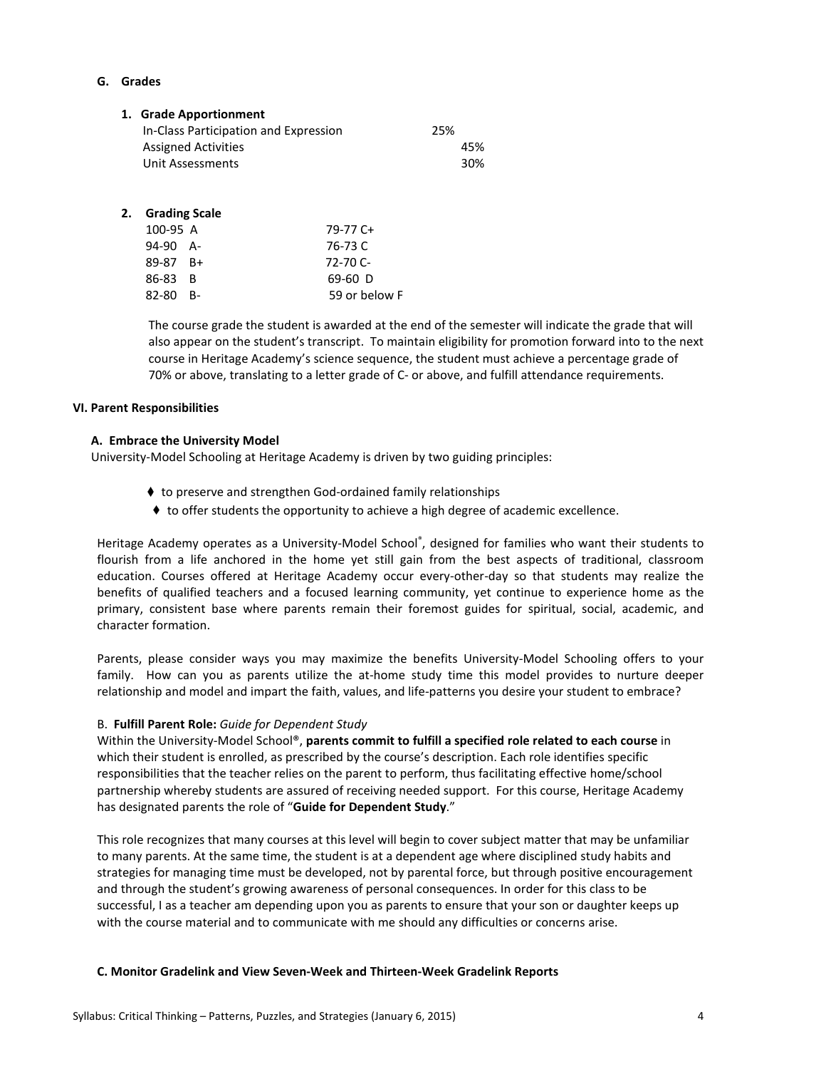### G. Grades

#### 1. Grade Apportionment

| | |
|---|---|
| In-Class Participation and Expression | 25% |
| Assigned Activities | 45% |
| Unit Assessments | 30% |

#### 2. Grading Scale

| | |
|---|---|
| 100-95 A | 79-77 C+ |
| 94-90 A- | 76-73 C |
| 89-87 B+ | 72-70 C- |
| 86-83 B | 69-60 D |
| 82-80 B- | 59 or below F |

The course grade the student is awarded at the end of the semester will indicate the grade that will also appear on the student's transcript. To maintain eligibility for promotion forward into to the next course in Heritage Academy's science sequence, the student must achieve a percentage grade of 70% or above, translating to a letter grade of C- or above, and fulfill attendance requirements.

## VI. Parent Responsibilities

### A. Embrace the University Model

University-Model Schooling at Heritage Academy is driven by two guiding principles:

- to preserve and strengthen God-ordained family relationships
- to offer students the opportunity to achieve a high degree of academic excellence.

Heritage Academy operates as a University-Model School®, designed for families who want their students to flourish from a life anchored in the home yet still gain from the best aspects of traditional, classroom education. Courses offered at Heritage Academy occur every-other-day so that students may realize the benefits of qualified teachers and a focused learning community, yet continue to experience home as the primary, consistent base where parents remain their foremost guides for spiritual, social, academic, and character formation.

Parents, please consider ways you may maximize the benefits University-Model Schooling offers to your family. How can you as parents utilize the at-home study time this model provides to nurture deeper relationship and model and impart the faith, values, and life-patterns you desire your student to embrace?

### B. Fulfill Parent Role: *Guide for Dependent Study*

Within the University-Model School®, **parents commit to fulfill a specified role related to each course** in which their student is enrolled, as prescribed by the course's description. Each role identifies specific responsibilities that the teacher relies on the parent to perform, thus facilitating effective home/school partnership whereby students are assured of receiving needed support. For this course, Heritage Academy has designated parents the role of "**Guide for Dependent Study**."

This role recognizes that many courses at this level will begin to cover subject matter that may be unfamiliar to many parents. At the same time, the student is at a dependent age where disciplined study habits and strategies for managing time must be developed, not by parental force, but through positive encouragement and through the student's growing awareness of personal consequences. In order for this class to be successful, I as a teacher am depending upon you as parents to ensure that your son or daughter keeps up with the course material and to communicate with me should any difficulties or concerns arise.

### C. Monitor Gradelink and View Seven-Week and Thirteen-Week Gradelink Reports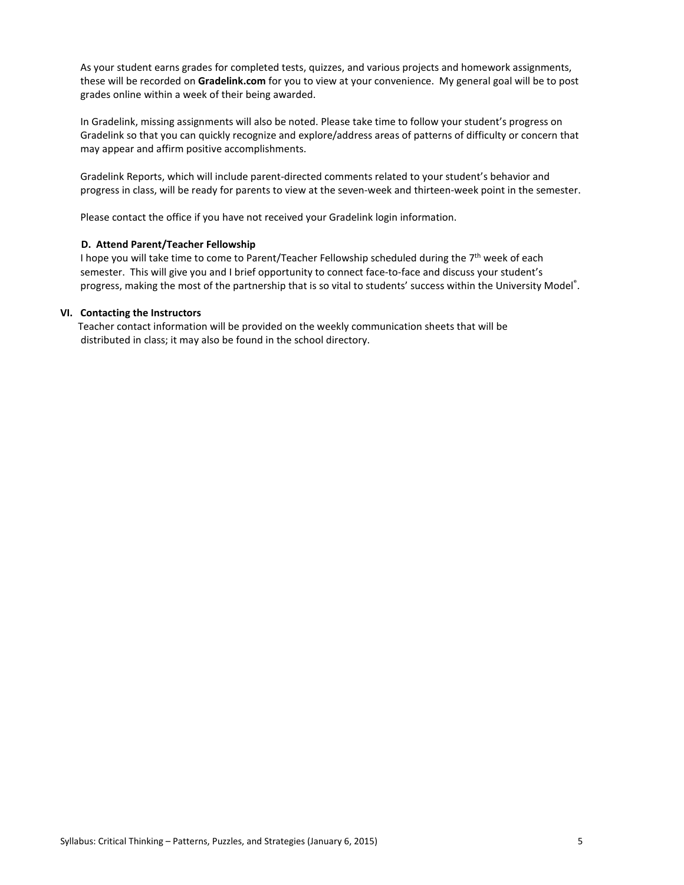As your student earns grades for completed tests, quizzes, and various projects and homework assignments, these will be recorded on **Gradelink.com** for you to view at your convenience. My general goal will be to post grades online within a week of their being awarded.

In Gradelink, missing assignments will also be noted. Please take time to follow your student's progress on Gradelink so that you can quickly recognize and explore/address areas of patterns of difficulty or concern that may appear and affirm positive accomplishments.

Gradelink Reports, which will include parent-directed comments related to your student's behavior and progress in class, will be ready for parents to view at the seven-week and thirteen-week point in the semester.

Please contact the office if you have not received your Gradelink login information.

### D. Attend Parent/Teacher Fellowship

I hope you will take time to come to Parent/Teacher Fellowship scheduled during the 7th week of each semester. This will give you and I brief opportunity to connect face-to-face and discuss your student's progress, making the most of the partnership that is so vital to students' success within the University Model®.

## VI. Contacting the Instructors

Teacher contact information will be provided on the weekly communication sheets that will be distributed in class; it may also be found in the school directory.